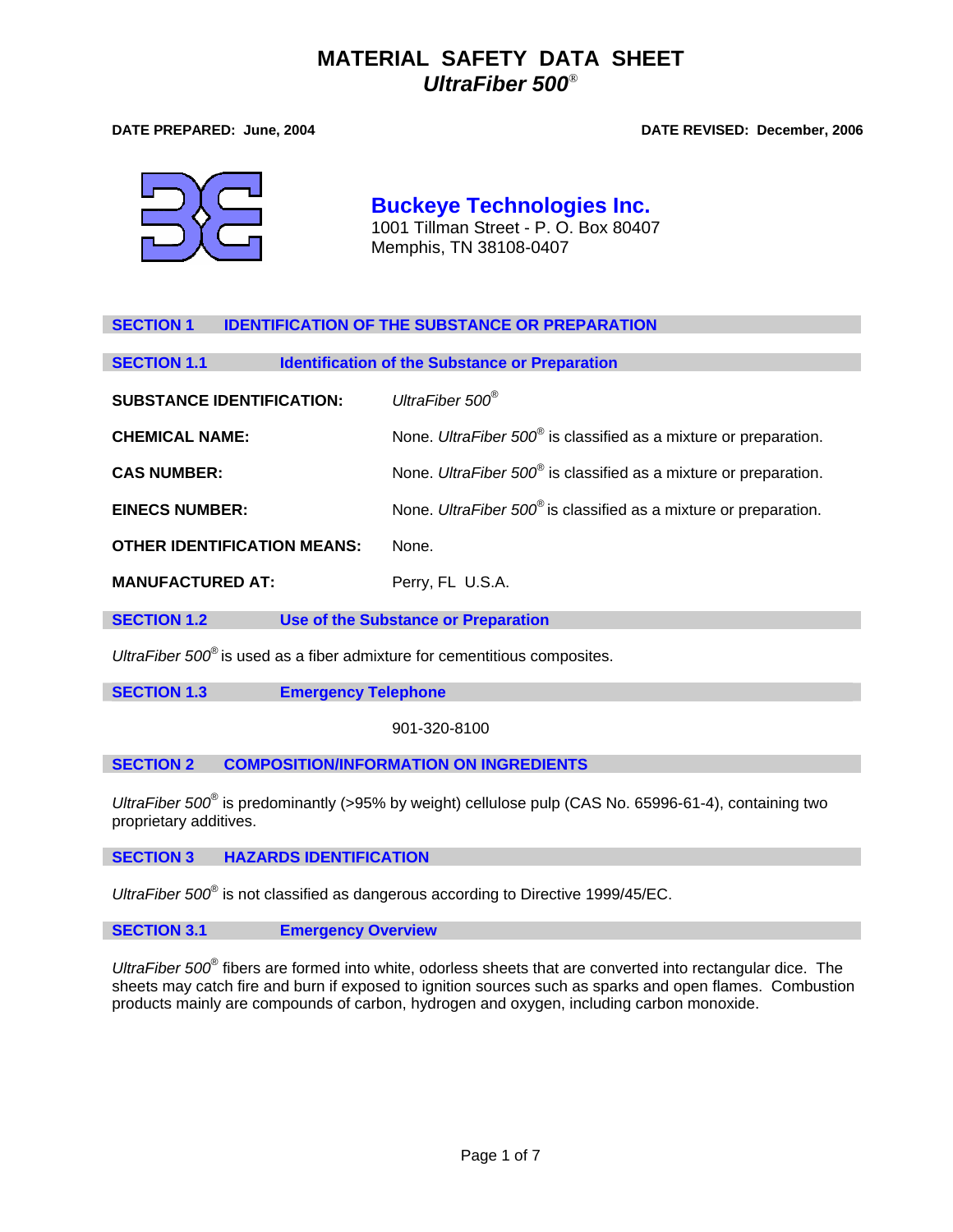# MATERIAL SAFETY DATA SHEET
## *UltraFiber 500®*

**DATE PREPARED: June, 2004** **DATE REVISED: December, 2006**

**Buckeye Technologies Inc.**
1001 Tillman Street - P. O. Box 80407
Memphis, TN 38108-0407

## SECTION 1 IDENTIFICATION OF THE SUBSTANCE OR PREPARATION

### SECTION 1.1 Identification of the Substance or Preparation

**SUBSTANCE IDENTIFICATION:** *UltraFiber 500®*

**CHEMICAL NAME:** None. *UltraFiber 500®* is classified as a mixture or preparation.

**CAS NUMBER:** None. *UltraFiber 500®* is classified as a mixture or preparation.

**EINECS NUMBER:** None. *UltraFiber 500®* is classified as a mixture or preparation.

**OTHER IDENTIFICATION MEANS:** None.

**MANUFACTURED AT:** Perry, FL U.S.A.

### SECTION 1.2 Use of the Substance or Preparation

*UltraFiber 500®* is used as a fiber admixture for cementitious composites.

### SECTION 1.3 Emergency Telephone

901-320-8100

## SECTION 2 COMPOSITION/INFORMATION ON INGREDIENTS

*UltraFiber 500®* is predominantly (>95% by weight) cellulose pulp (CAS No. 65996-61-4), containing two proprietary additives.

## SECTION 3 HAZARDS IDENTIFICATION

*UltraFiber 500®* is not classified as dangerous according to Directive 1999/45/EC.

### SECTION 3.1 Emergency Overview

*UltraFiber 500®* fibers are formed into white, odorless sheets that are converted into rectangular dice. The sheets may catch fire and burn if exposed to ignition sources such as sparks and open flames. Combustion products mainly are compounds of carbon, hydrogen and oxygen, including carbon monoxide.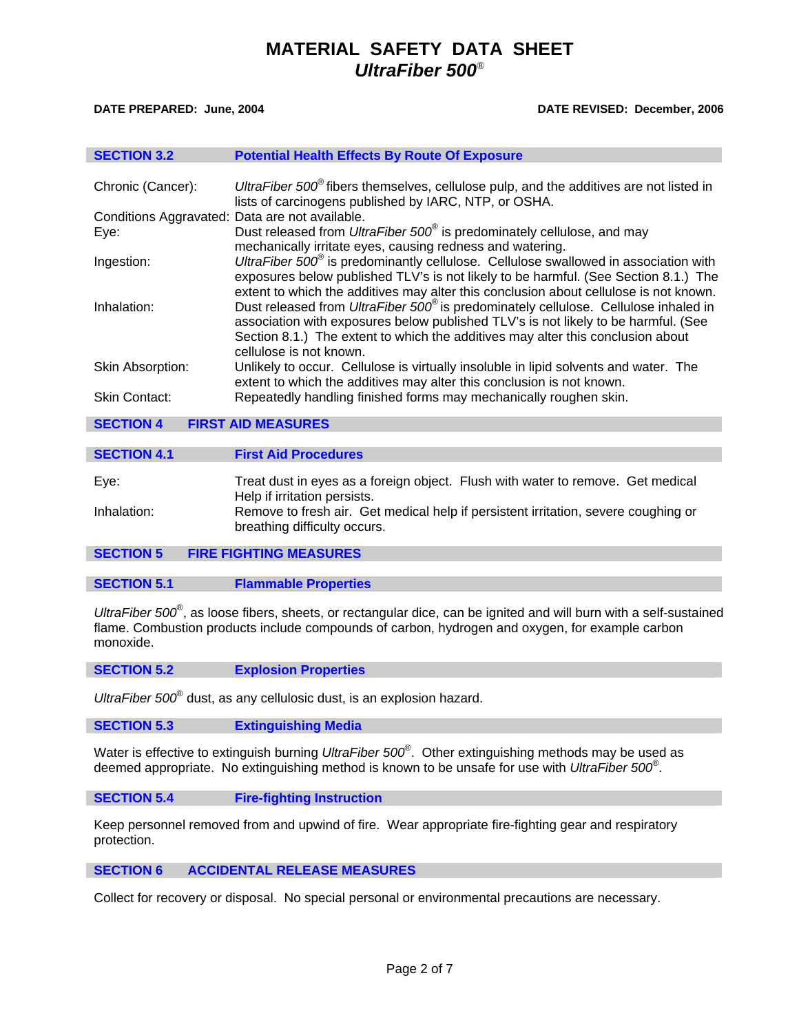# MATERIAL SAFETY DATA SHEET
## *UltraFiber 500*®

**DATE PREPARED: June, 2004** **DATE REVISED: December, 2006**

### SECTION 3.2 Potential Health Effects By Route Of Exposure

| | |
|---|---|
| Chronic (Cancer): | *UltraFiber 500*® fibers themselves, cellulose pulp, and the additives are not listed in lists of carcinogens published by IARC, NTP, or OSHA. |
| Conditions Aggravated: | Data are not available. |
| Eye: | Dust released from *UltraFiber 500*® is predominately cellulose, and may mechanically irritate eyes, causing redness and watering. |
| Ingestion: | *UltraFiber 500*® is predominantly cellulose. Cellulose swallowed in association with exposures below published TLV's is not likely to be harmful. (See Section 8.1.) The extent to which the additives may alter this conclusion about cellulose is not known. |
| Inhalation: | Dust released from *UltraFiber 500*® is predominately cellulose. Cellulose inhaled in association with exposures below published TLV's is not likely to be harmful. (See Section 8.1.) The extent to which the additives may alter this conclusion about cellulose is not known. |
| Skin Absorption: | Unlikely to occur. Cellulose is virtually insoluble in lipid solvents and water. The extent to which the additives may alter this conclusion is not known. |
| Skin Contact: | Repeatedly handling finished forms may mechanically roughen skin. |

## SECTION 4 FIRST AID MEASURES

### SECTION 4.1 First Aid Procedures

| | |
|---|---|
| Eye: | Treat dust in eyes as a foreign object. Flush with water to remove. Get medical Help if irritation persists. |
| Inhalation: | Remove to fresh air. Get medical help if persistent irritation, severe coughing or breathing difficulty occurs. |

## SECTION 5 FIRE FIGHTING MEASURES

### SECTION 5.1 Flammable Properties

*UltraFiber 500*®, as loose fibers, sheets, or rectangular dice, can be ignited and will burn with a self-sustained flame. Combustion products include compounds of carbon, hydrogen and oxygen, for example carbon monoxide.

### SECTION 5.2 Explosion Properties

*UltraFiber 500*® dust, as any cellulosic dust, is an explosion hazard.

### SECTION 5.3 Extinguishing Media

Water is effective to extinguish burning *UltraFiber 500*®. Other extinguishing methods may be used as deemed appropriate. No extinguishing method is known to be unsafe for use with *UltraFiber 500*®.

### SECTION 5.4 Fire-fighting Instruction

Keep personnel removed from and upwind of fire. Wear appropriate fire-fighting gear and respiratory protection.

## SECTION 6 ACCIDENTAL RELEASE MEASURES

Collect for recovery or disposal. No special personal or environmental precautions are necessary.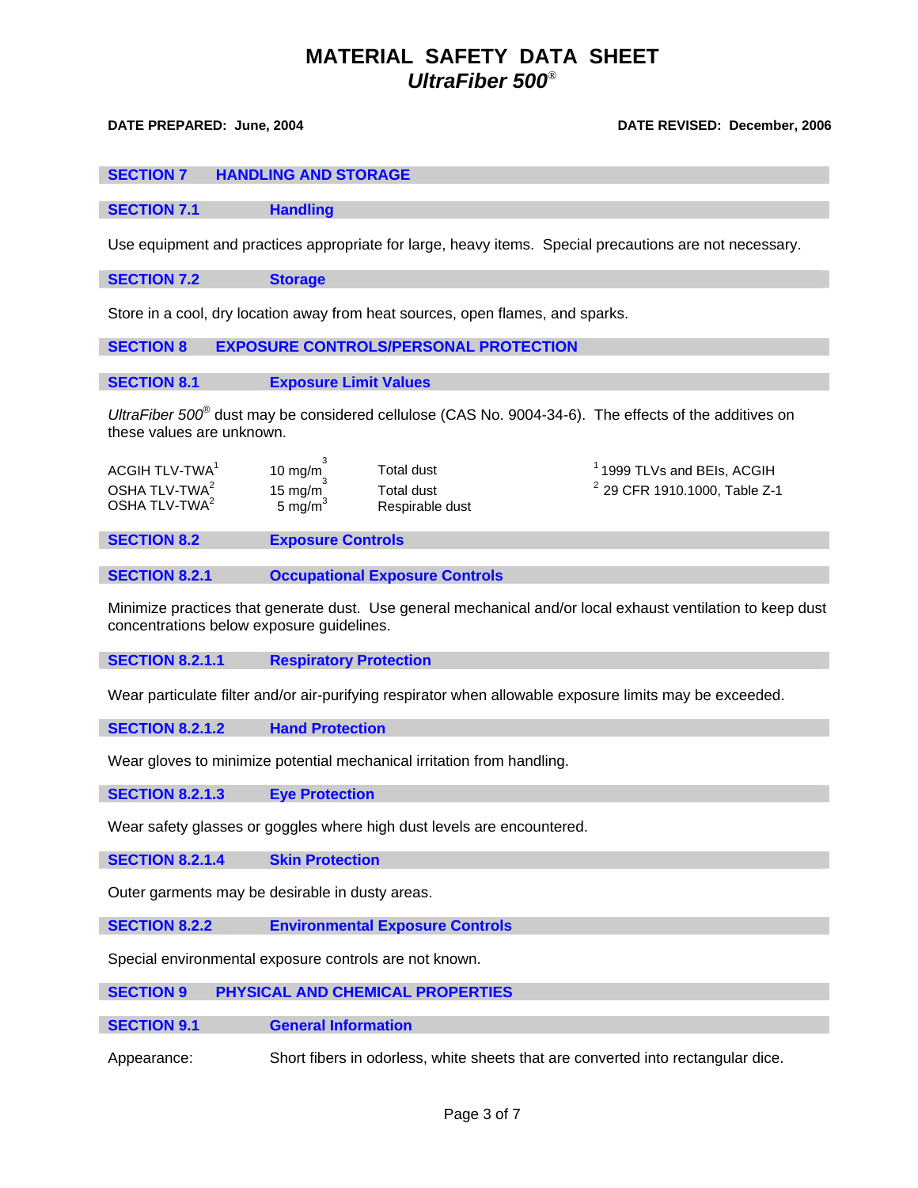# MATERIAL SAFETY DATA SHEET
## *UltraFiber 500®*

**DATE PREPARED: June, 2004** **DATE REVISED: December, 2006**

## SECTION 7 HANDLING AND STORAGE

### SECTION 7.1 Handling

Use equipment and practices appropriate for large, heavy items. Special precautions are not necessary.

### SECTION 7.2 Storage

Store in a cool, dry location away from heat sources, open flames, and sparks.

## SECTION 8 EXPOSURE CONTROLS/PERSONAL PROTECTION

### SECTION 8.1 Exposure Limit Values

*UltraFiber 500®* dust may be considered cellulose (CAS No. 9004-34-6). The effects of the additives on these values are unknown.

| | | | |
|---|---|---|---|
| ACGIH TLV-TWA[1] | 10 $mg/m^3$ | Total dust | [1] 1999 TLVs and BEIs, ACGIH |
| OSHA TLV-TWA[2] | 15 $mg/m^3$ | Total dust | [2] 29 CFR 1910.1000, Table Z-1 |
| OSHA TLV-TWA[2] | 5 $mg/m^3$ | Respirable dust | |

### SECTION 8.2 Exposure Controls

#### SECTION 8.2.1 Occupational Exposure Controls

Minimize practices that generate dust. Use general mechanical and/or local exhaust ventilation to keep dust concentrations below exposure guidelines.

##### SECTION 8.2.1.1 Respiratory Protection

Wear particulate filter and/or air-purifying respirator when allowable exposure limits may be exceeded.

##### SECTION 8.2.1.2 Hand Protection

Wear gloves to minimize potential mechanical irritation from handling.

##### SECTION 8.2.1.3 Eye Protection

Wear safety glasses or goggles where high dust levels are encountered.

##### SECTION 8.2.1.4 Skin Protection

Outer garments may be desirable in dusty areas.

#### SECTION 8.2.2 Environmental Exposure Controls

Special environmental exposure controls are not known.

## SECTION 9 PHYSICAL AND CHEMICAL PROPERTIES

### SECTION 9.1 General Information

Appearance: Short fibers in odorless, white sheets that are converted into rectangular dice.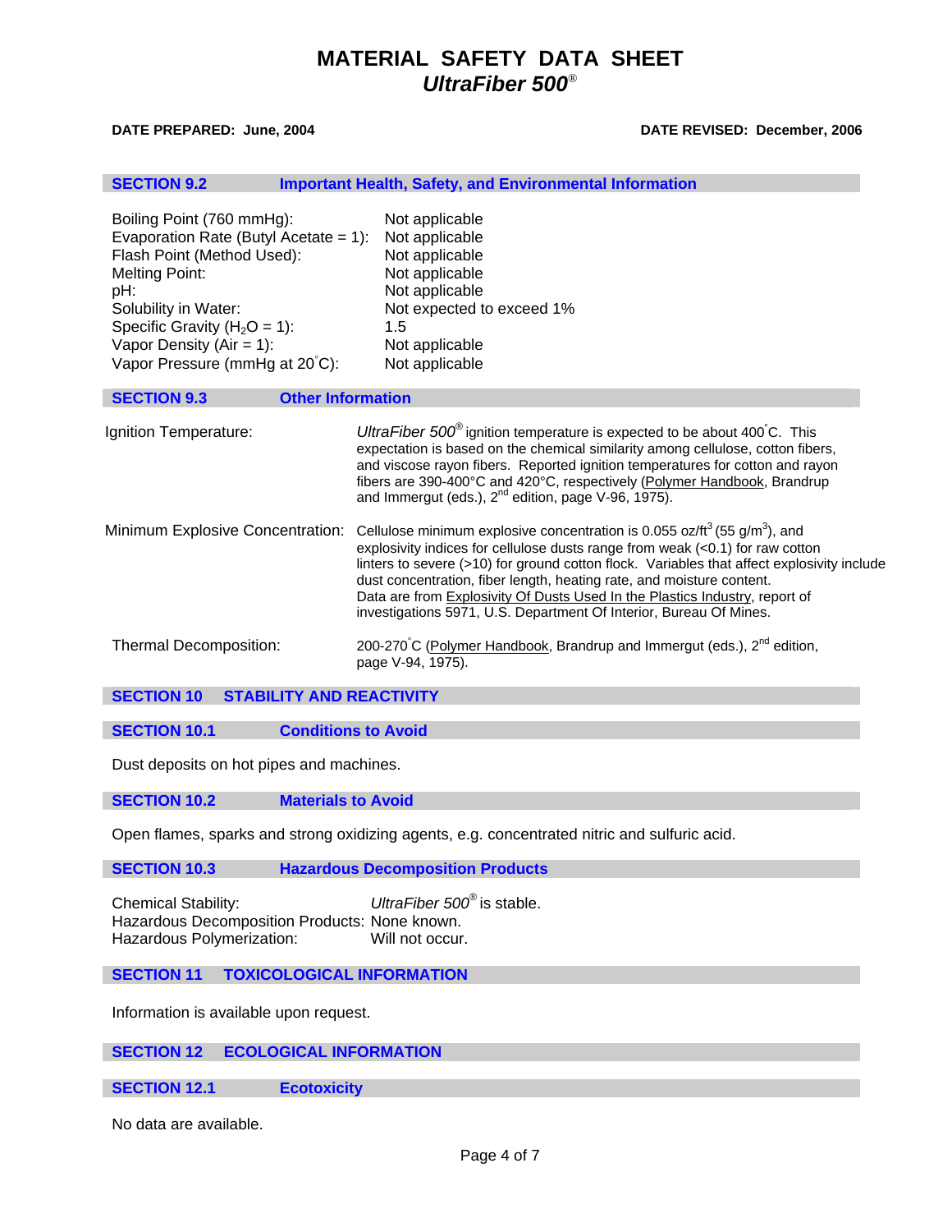# MATERIAL SAFETY DATA SHEET
## *UltraFiber 500®*

**DATE PREPARED: June, 2004** **DATE REVISED: December, 2006**

### SECTION 9.2 Important Health, Safety, and Environmental Information

| | |
|---|---|
| Boiling Point (760 mmHg): | Not applicable |
| Evaporation Rate (Butyl Acetate = 1): | Not applicable |
| Flash Point (Method Used): | Not applicable |
| Melting Point: | Not applicable |
| pH: | Not applicable |
| Solubility in Water: | Not expected to exceed 1% |
| Specific Gravity ($H_2O$ = 1): | 1.5 |
| Vapor Density (Air = 1): | Not applicable |
| Vapor Pressure (mmHg at 20°C): | Not applicable |

### SECTION 9.3 Other Information

| | |
|---|---|
| Ignition Temperature: | *UltraFiber 500®* ignition temperature is expected to be about 400°C. This expectation is based on the chemical similarity among cellulose, cotton fibers, and viscose rayon fibers. Reported ignition temperatures for cotton and rayon fibers are 390-400°C and 420°C, respectively (Polymer Handbook, Brandrup and Immergut (eds.), 2nd edition, page V-96, 1975). |
| Minimum Explosive Concentration: | Cellulose minimum explosive concentration is 0.055 oz/ft$^3$ (55 g/m$^3$), and explosivity indices for cellulose dusts range from weak (<0.1) for raw cotton linters to severe (>10) for ground cotton flock. Variables that affect explosivity include dust concentration, fiber length, heating rate, and moisture content. Data are from Explosivity Of Dusts Used In the Plastics Industry, report of investigations 5971, U.S. Department Of Interior, Bureau Of Mines. |
| Thermal Decomposition: | 200-270°C (Polymer Handbook, Brandrup and Immergut (eds.), 2nd edition, page V-94, 1975). |

## SECTION 10 STABILITY AND REACTIVITY

### SECTION 10.1 Conditions to Avoid

Dust deposits on hot pipes and machines.

### SECTION 10.2 Materials to Avoid

Open flames, sparks and strong oxidizing agents, e.g. concentrated nitric and sulfuric acid.

### SECTION 10.3 Hazardous Decomposition Products

| | |
|---|---|
| Chemical Stability: | *UltraFiber 500®* is stable. |
| Hazardous Decomposition Products: | None known. |
| Hazardous Polymerization: | Will not occur. |

## SECTION 11 TOXICOLOGICAL INFORMATION

Information is available upon request.

## SECTION 12 ECOLOGICAL INFORMATION

### SECTION 12.1 Ecotoxicity

No data are available.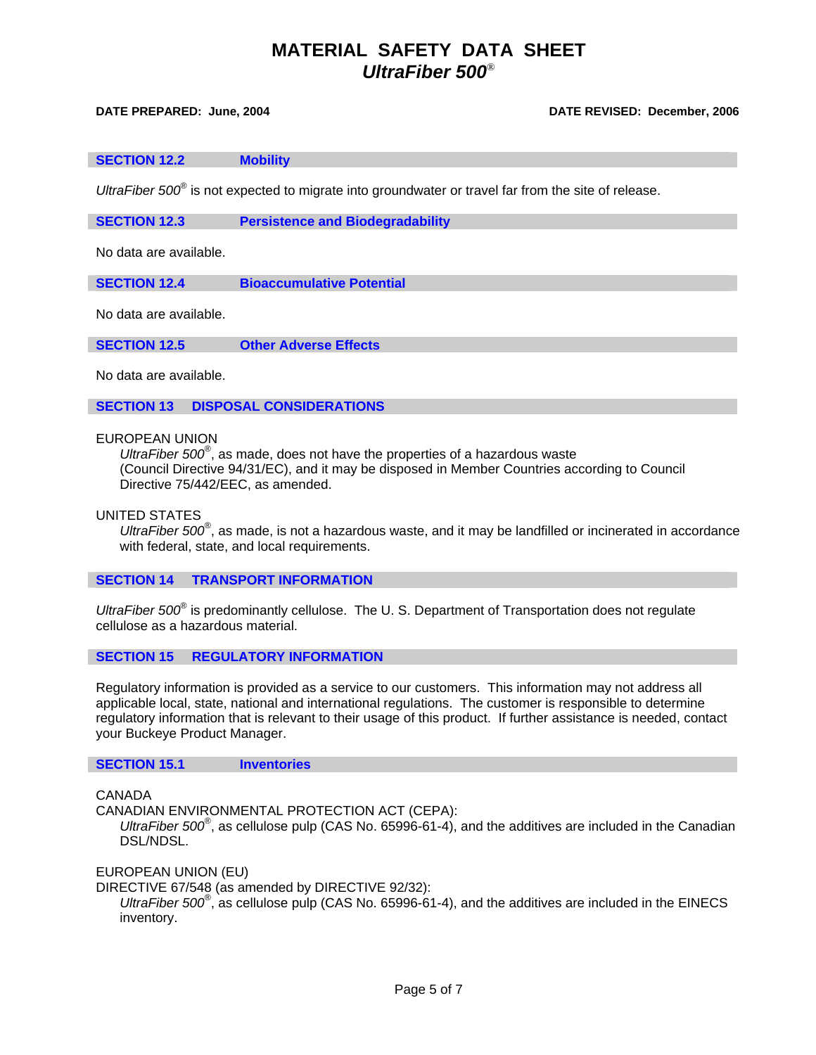# MATERIAL SAFETY DATA SHEET
## *UltraFiber 500®*

**DATE PREPARED: June, 2004** **DATE REVISED: December, 2006**

### SECTION 12.2 Mobility

*UltraFiber 500®* is not expected to migrate into groundwater or travel far from the site of release.

### SECTION 12.3 Persistence and Biodegradability

No data are available.

### SECTION 12.4 Bioaccumulative Potential

No data are available.

### SECTION 12.5 Other Adverse Effects

No data are available.

## SECTION 13 DISPOSAL CONSIDERATIONS

EUROPEAN UNION

*UltraFiber 500®*, as made, does not have the properties of a hazardous waste (Council Directive 94/31/EC), and it may be disposed in Member Countries according to Council Directive 75/442/EEC, as amended.

UNITED STATES

*UltraFiber 500®*, as made, is not a hazardous waste, and it may be landfilled or incinerated in accordance with federal, state, and local requirements.

## SECTION 14 TRANSPORT INFORMATION

*UltraFiber 500®* is predominantly cellulose. The U. S. Department of Transportation does not regulate cellulose as a hazardous material.

## SECTION 15 REGULATORY INFORMATION

Regulatory information is provided as a service to our customers. This information may not address all applicable local, state, national and international regulations. The customer is responsible to determine regulatory information that is relevant to their usage of this product. If further assistance is needed, contact your Buckeye Product Manager.

### SECTION 15.1 Inventories

CANADA
CANADIAN ENVIRONMENTAL PROTECTION ACT (CEPA):

*UltraFiber 500®*, as cellulose pulp (CAS No. 65996-61-4), and the additives are included in the Canadian DSL/NDSL.

EUROPEAN UNION (EU)
DIRECTIVE 67/548 (as amended by DIRECTIVE 92/32):

*UltraFiber 500®*, as cellulose pulp (CAS No. 65996-61-4), and the additives are included in the EINECS inventory.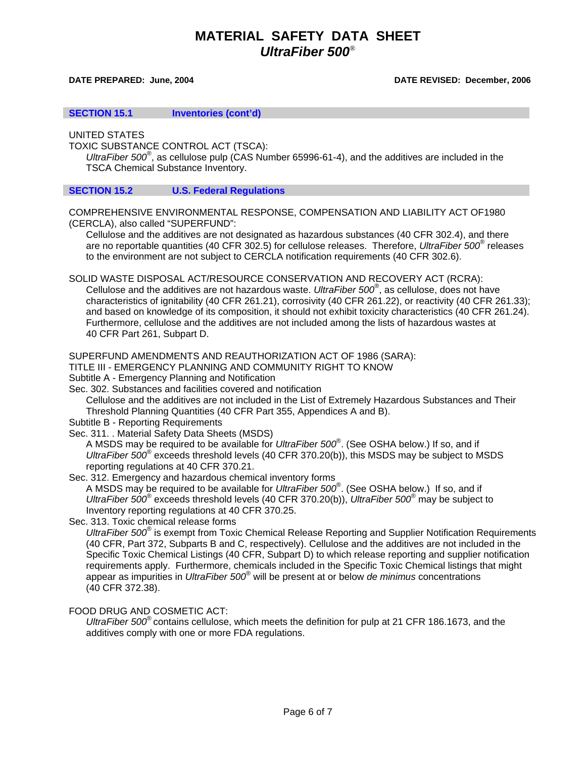# MATERIAL SAFETY DATA SHEET
## *UltraFiber 500*®

**DATE PREPARED: June, 2004** **DATE REVISED: December, 2006**

### SECTION 15.1 Inventories (cont'd)

UNITED STATES

TOXIC SUBSTANCE CONTROL ACT (TSCA):

*UltraFiber 500*®, as cellulose pulp (CAS Number 65996-61-4), and the additives are included in the TSCA Chemical Substance Inventory.

### SECTION 15.2 U.S. Federal Regulations

COMPREHENSIVE ENVIRONMENTAL RESPONSE, COMPENSATION AND LIABILITY ACT OF1980 (CERCLA), also called "SUPERFUND":

Cellulose and the additives are not designated as hazardous substances (40 CFR 302.4), and there are no reportable quantities (40 CFR 302.5) for cellulose releases. Therefore, *UltraFiber 500*® releases to the environment are not subject to CERCLA notification requirements (40 CFR 302.6).

SOLID WASTE DISPOSAL ACT/RESOURCE CONSERVATION AND RECOVERY ACT (RCRA):

Cellulose and the additives are not hazardous waste. *UltraFiber 500*®, as cellulose, does not have characteristics of ignitability (40 CFR 261.21), corrosivity (40 CFR 261.22), or reactivity (40 CFR 261.33); and based on knowledge of its composition, it should not exhibit toxicity characteristics (40 CFR 261.24). Furthermore, cellulose and the additives are not included among the lists of hazardous wastes at 40 CFR Part 261, Subpart D.

SUPERFUND AMENDMENTS AND REAUTHORIZATION ACT OF 1986 (SARA):
TITLE III - EMERGENCY PLANNING AND COMMUNITY RIGHT TO KNOW
Subtitle A - Emergency Planning and Notification
Sec. 302. Substances and facilities covered and notification

Cellulose and the additives are not included in the List of Extremely Hazardous Substances and Their Threshold Planning Quantities (40 CFR Part 355, Appendices A and B).

Subtitle B - Reporting Requirements
Sec. 311. . Material Safety Data Sheets (MSDS)

A MSDS may be required to be available for *UltraFiber 500*®. (See OSHA below.) If so, and if *UltraFiber 500*® exceeds threshold levels (40 CFR 370.20(b)), this MSDS may be subject to MSDS reporting regulations at 40 CFR 370.21.

Sec. 312. Emergency and hazardous chemical inventory forms

A MSDS may be required to be available for *UltraFiber 500*®. (See OSHA below.) If so, and if *UltraFiber 500*® exceeds threshold levels (40 CFR 370.20(b)), *UltraFiber 500*® may be subject to Inventory reporting regulations at 40 CFR 370.25.

Sec. 313. Toxic chemical release forms

*UltraFiber 500*® is exempt from Toxic Chemical Release Reporting and Supplier Notification Requirements (40 CFR, Part 372, Subparts B and C, respectively). Cellulose and the additives are not included in the Specific Toxic Chemical Listings (40 CFR, Subpart D) to which release reporting and supplier notification requirements apply. Furthermore, chemicals included in the Specific Toxic Chemical listings that might appear as impurities in *UltraFiber 500*® will be present at or below *de minimus* concentrations (40 CFR 372.38).

FOOD DRUG AND COSMETIC ACT:

*UltraFiber 500*® contains cellulose, which meets the definition for pulp at 21 CFR 186.1673, and the additives comply with one or more FDA regulations.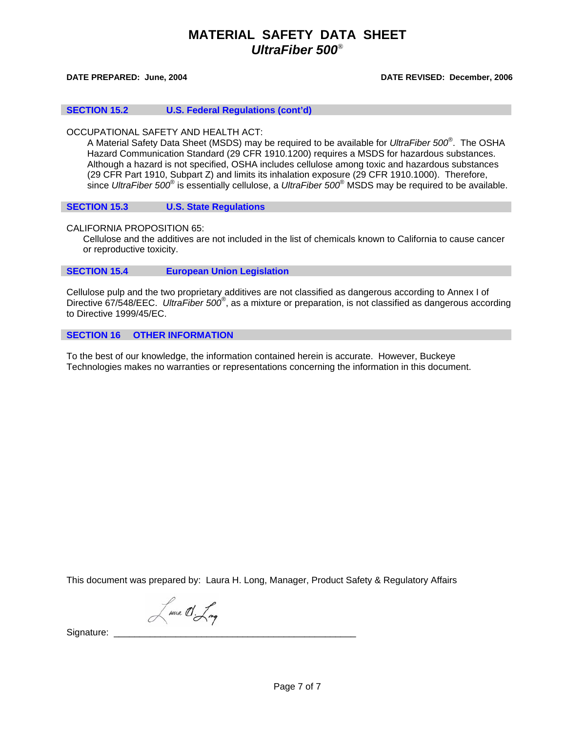# MATERIAL SAFETY DATA SHEET
## *UltraFiber 500®*

**DATE PREPARED: June, 2004** **DATE REVISED: December, 2006**

### SECTION 15.2 U.S. Federal Regulations (cont'd)

OCCUPATIONAL SAFETY AND HEALTH ACT:

A Material Safety Data Sheet (MSDS) may be required to be available for *UltraFiber 500®*. The OSHA Hazard Communication Standard (29 CFR 1910.1200) requires a MSDS for hazardous substances. Although a hazard is not specified, OSHA includes cellulose among toxic and hazardous substances (29 CFR Part 1910, Subpart Z) and limits its inhalation exposure (29 CFR 1910.1000). Therefore, since *UltraFiber 500®* is essentially cellulose, a *UltraFiber 500®* MSDS may be required to be available.

### SECTION 15.3 U.S. State Regulations

CALIFORNIA PROPOSITION 65:

Cellulose and the additives are not included in the list of chemicals known to California to cause cancer or reproductive toxicity.

### SECTION 15.4 European Union Legislation

Cellulose pulp and the two proprietary additives are not classified as dangerous according to Annex I of Directive 67/548/EEC. *UltraFiber 500®*, as a mixture or preparation, is not classified as dangerous according to Directive 1999/45/EC.

### SECTION 16 OTHER INFORMATION

To the best of our knowledge, the information contained herein is accurate. However, Buckeye Technologies makes no warranties or representations concerning the information in this document.

This document was prepared by: Laura H. Long, Manager, Product Safety & Regulatory Affairs

Signature: Laura H. Long